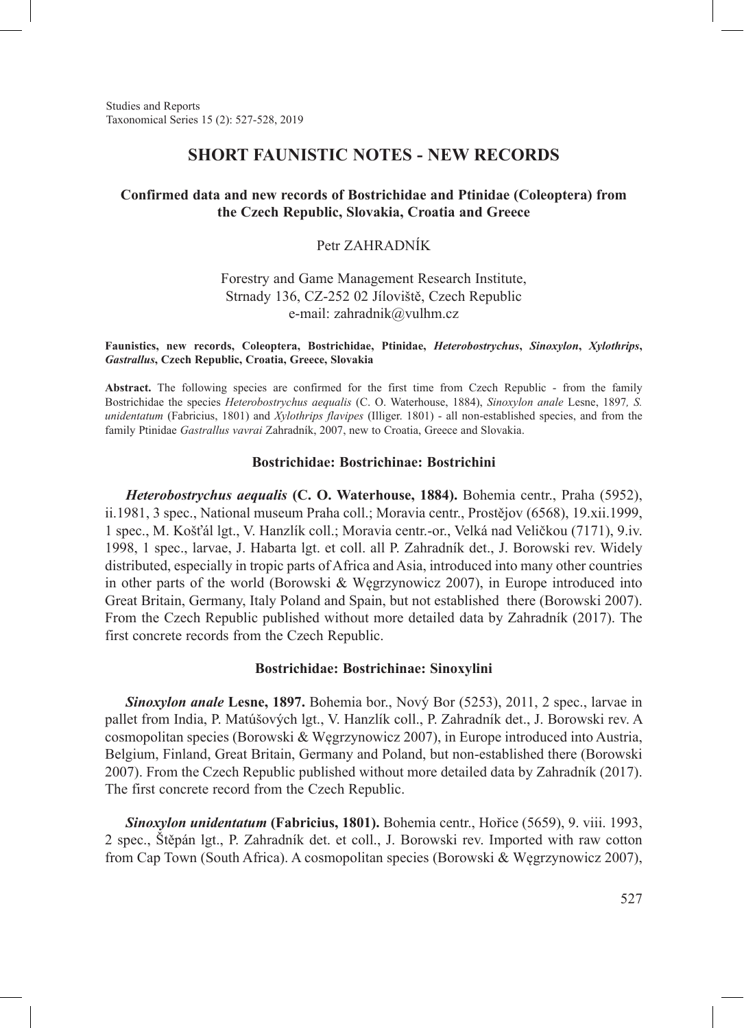# SHORT FAUNISTIC NOTES - NEW RECORDS

## Confirmed data and new records of Bostrichidae and Ptinidae (Coleoptera) from the Czech Republic, Slovakia, Croatia and Greece

Petr ZAHRADNÍK

Forestry and Game Management Research Institute,
Strnady 136, CZ-252 02 Jíloviště, Czech Republic
e-mail: zahradnik@vulhm.cz

**Faunistics, new records, Coleoptera, Bostrichidae, Ptinidae, *Heterobostrychus*, *Sinoxylon*, *Xylothrips*, *Gastrallus*, Czech Republic, Croatia, Greece, Slovakia**

**Abstract.** The following species are confirmed for the first time from Czech Republic - from the family Bostrichidae the species *Heterobostrychus aequalis* (C. O. Waterhouse, 1884), *Sinoxylon anale* Lesne, 1897*, S. unidentatum* (Fabricius, 1801) and *Xylothrips flavipes* (Illiger. 1801) - all non-established species, and from the family Ptinidae *Gastrallus vavrai* Zahradník, 2007, new to Croatia, Greece and Slovakia.

### Bostrichidae: Bostrichinae: Bostrichini

***Heterobostrychus aequalis* (C. O. Waterhouse, 1884).** Bohemia centr., Praha (5952), ii.1981, 3 spec., National museum Praha coll.; Moravia centr., Prostějov (6568), 19.xii.1999, 1 spec., M. Košťál lgt., V. Hanzlík coll.; Moravia centr.-or., Velká nad Veličkou (7171), 9.iv. 1998, 1 spec., larvae, J. Habarta lgt. et coll. all P. Zahradník det., J. Borowski rev. Widely distributed, especially in tropic parts of Africa and Asia, introduced into many other countries in other parts of the world (Borowski & Węgrzynowicz 2007), in Europe introduced into Great Britain, Germany, Italy Poland and Spain, but not established there (Borowski 2007). From the Czech Republic published without more detailed data by Zahradník (2017). The first concrete records from the Czech Republic.

### Bostrichidae: Bostrichinae: Sinoxylini

***Sinoxylon anale* Lesne, 1897.** Bohemia bor., Nový Bor (5253), 2011, 2 spec., larvae in pallet from India, P. Matúšových lgt., V. Hanzlík coll., P. Zahradník det., J. Borowski rev. A cosmopolitan species (Borowski & Węgrzynowicz 2007), in Europe introduced into Austria, Belgium, Finland, Great Britain, Germany and Poland, but non-established there (Borowski 2007). From the Czech Republic published without more detailed data by Zahradník (2017). The first concrete record from the Czech Republic.

***Sinoxylon unidentatum* (Fabricius, 1801).** Bohemia centr., Hořice (5659), 9. viii. 1993, 2 spec., Štěpán lgt., P. Zahradník det. et coll., J. Borowski rev. Imported with raw cotton from Cap Town (South Africa). A cosmopolitan species (Borowski & Węgrzynowicz 2007),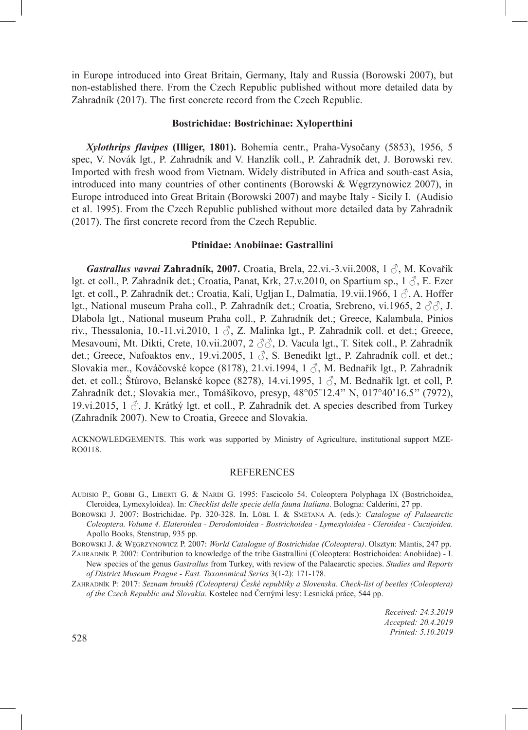in Europe introduced into Great Britain, Germany, Italy and Russia (Borowski 2007), but non-established there. From the Czech Republic published without more detailed data by Zahradník (2017). The first concrete record from the Czech Republic.

### Bostrichidae: Bostrichinae: Xyloperthini

***Xylothrips flavipes*** **(Illiger, 1801).** Bohemia centr., Praha-Vysočany (5853), 1956, 5 spec, V. Novák lgt., P. Zahradník and V. Hanzlík coll., P. Zahradník det, J. Borowski rev. Imported with fresh wood from Vietnam. Widely distributed in Africa and south-east Asia, introduced into many countries of other continents (Borowski & Węgrzynowicz 2007), in Europe introduced into Great Britain (Borowski 2007) and maybe Italy - Sicily I. (Audisio et al. 1995). From the Czech Republic published without more detailed data by Zahradník (2017). The first concrete record from the Czech Republic.

### Ptinidae: Anobiinae: Gastrallini

***Gastrallus vavrai*** **Zahradník, 2007.** Croatia, Brela, 22.vi.-3.vii.2008, 1 ♂, M. Kovařík lgt. et coll., P. Zahradník det.; Croatia, Panat, Krk, 27.v.2010, on Spartium sp., 1 ♂, E. Ezer lgt. et coll., P. Zahradník det.; Croatia, Kali, Ugljan I., Dalmatia, 19.vii.1966, 1 ♂, A. Hoffer lgt., National museum Praha coll., P. Zahradník det.; Croatia, Srebreno, vi.1965, 2 ♂♂, J. Dlabola lgt., National museum Praha coll., P. Zahradník det.; Greece, Kalambala, Pinios riv., Thessalonia, 10.-11.vi.2010, 1 ♂, Z. Malinka lgt., P. Zahradník coll. et det.; Greece, Mesavouni, Mt. Dikti, Crete, 10.vii.2007, 2 ♂♂, D. Vacula lgt., T. Sitek coll., P. Zahradník det.; Greece, Nafoaktos env., 19.vi.2005, 1 ♂, S. Benedikt lgt., P. Zahradník coll. et det.; Slovakia mer., Kováčovské kopce (8178), 21.vi.1994, 1 ♂, M. Bednařík lgt., P. Zahradník det. et coll.; Štúrovo, Belanské kopce (8278), 14.vi.1995, 1 ♂, M. Bednařík lgt. et coll, P. Zahradník det.; Slovakia mer., Tomášikovo, presyp, 48°05¨12.4" N, 017°40'16.5" (7972), 19.vi.2015, 1 ♂, J. Krátký lgt. et coll., P. Zahradník det. A species described from Turkey (Zahradník 2007). New to Croatia, Greece and Slovakia.

ACKNOWLEDGEMENTS. This work was supported by Ministry of Agriculture, institutional support MZE-RO0118.

## REFERENCES

Audisio P., Gobbi G., Liberti G. & Nardi G. 1995: Fascicolo 54. Coleoptera Polyphaga IX (Bostrichoidea, Cleroidea, Lymexyloidea). In: *Checklist delle specie della fauna Italiana*. Bologna: Calderini, 27 pp.

Borowski J. 2007: Bostrichidae. Pp. 320-328. In. Löbl I. & Smetana A. (eds.): *Catalogue of Palaearctic Coleoptera. Volume 4. Elateroidea - Derodontoidea - Bostrichoidea - Lymexyloidea - Cleroidea - Cucujoidea.* Apollo Books, Stenstrup, 935 pp.

Borowski J. & Węgrzynowicz P. 2007: *World Catalogue of Bostrichidae (Coleoptera)*. Olsztyn: Mantis, 247 pp.

Zahradník P. 2007: Contribution to knowledge of the tribe Gastrallini (Coleoptera: Bostrichoidea: Anobiidae) - I. New species of the genus *Gastrallus* from Turkey, with review of the Palaearctic species. *Studies and Reports of District Museum Prague - East. Taxonomical Series* 3(1-2): 171-178.

Zahradník P: 2017: *Seznam brouků (Coleoptera) České republiky a Slovenska*. *Check-list of beetles (Coleoptera) of the Czech Republic and Slovakia*. Kostelec nad Černými lesy: Lesnická práce, 544 pp.

*Received: 24.3.2019*
*Accepted: 20.4.2019*
*Printed: 5.10.2019*